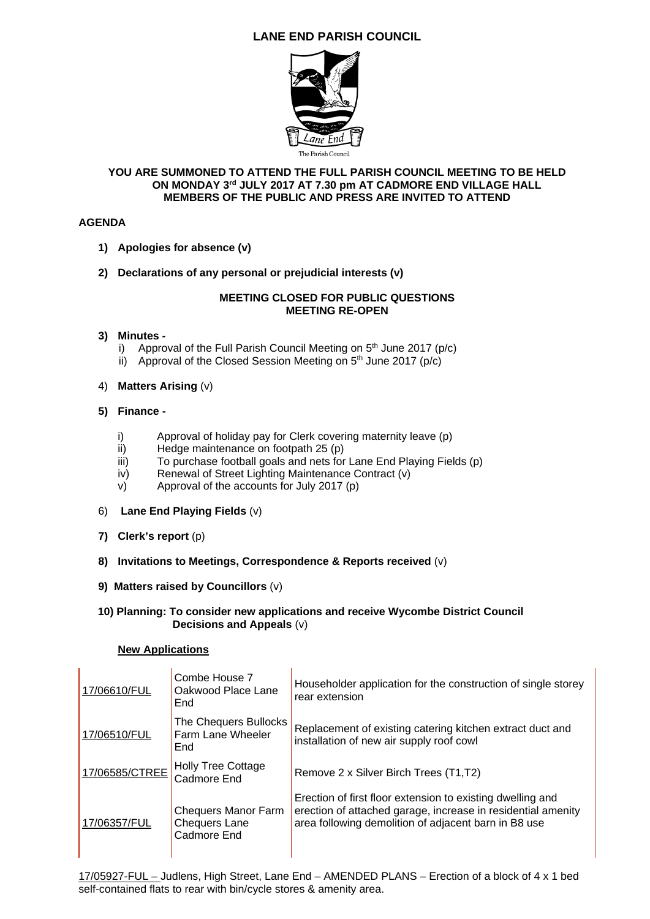# LANE END PARISH COUNCIL

The Parish Council

**YOU ARE SUMMONED TO ATTEND THE FULL PARISH COUNCIL MEETING TO BE HELD ON MONDAY 3rd JULY 2017 AT 7.30 pm AT CADMORE END VILLAGE HALL**
**MEMBERS OF THE PUBLIC AND PRESS ARE INVITED TO ATTEND**

## AGENDA

1) **Apologies for absence (v)**

2) **Declarations of any personal or prejudicial interests (v)**

**MEETING CLOSED FOR PUBLIC QUESTIONS**
**MEETING RE-OPEN**

3) **Minutes -**
   i) Approval of the Full Parish Council Meeting on 5th June 2017 (p/c)
   ii) Approval of the Closed Session Meeting on 5th June 2017 (p/c)

4) **Matters Arising** (v)

5) **Finance -**
   i) Approval of holiday pay for Clerk covering maternity leave (p)
   ii) Hedge maintenance on footpath 25 (p)
   iii) To purchase football goals and nets for Lane End Playing Fields (p)
   iv) Renewal of Street Lighting Maintenance Contract (v)
   v) Approval of the accounts for July 2017 (p)

6) **Lane End Playing Fields** (v)

7) **Clerk's report** (p)

8) **Invitations to Meetings, Correspondence & Reports received** (v)

9) **Matters raised by Councillors** (v)

10) **Planning: To consider new applications and receive Wycombe District Council Decisions and Appeals** (v)

**New Applications**

| | | |
|---|---|---|
| 17/06610/FUL | Combe House 7 Oakwood Place Lane End | Householder application for the construction of single storey rear extension |
| 17/06510/FUL | The Chequers Bullocks Farm Lane Wheeler End | Replacement of existing catering kitchen extract duct and installation of new air supply roof cowl |
| 17/06585/CTREE | Holly Tree Cottage Cadmore End | Remove 2 x Silver Birch Trees (T1,T2) |
| 17/06357/FUL | Chequers Manor Farm Chequers Lane Cadmore End | Erection of first floor extension to existing dwelling and erection of attached garage, increase in residential amenity area following demolition of adjacent barn in B8 use |

17/05927-FUL – Judlens, High Street, Lane End – AMENDED PLANS – Erection of a block of 4 x 1 bed self-contained flats to rear with bin/cycle stores & amenity area.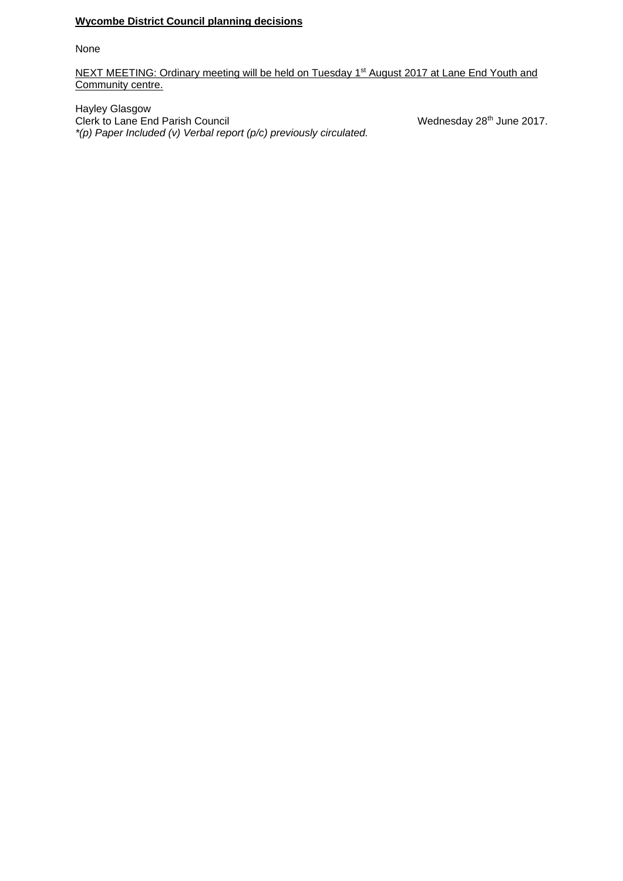**Wycombe District Council planning decisions**

None

NEXT MEETING: Ordinary meeting will be held on Tuesday 1st August 2017 at Lane End Youth and Community centre.

Hayley Glasgow
Clerk to Lane End Parish Council

Wednesday 28th June 2017.

*(p) Paper Included (v) Verbal report (p/c) previously circulated.*